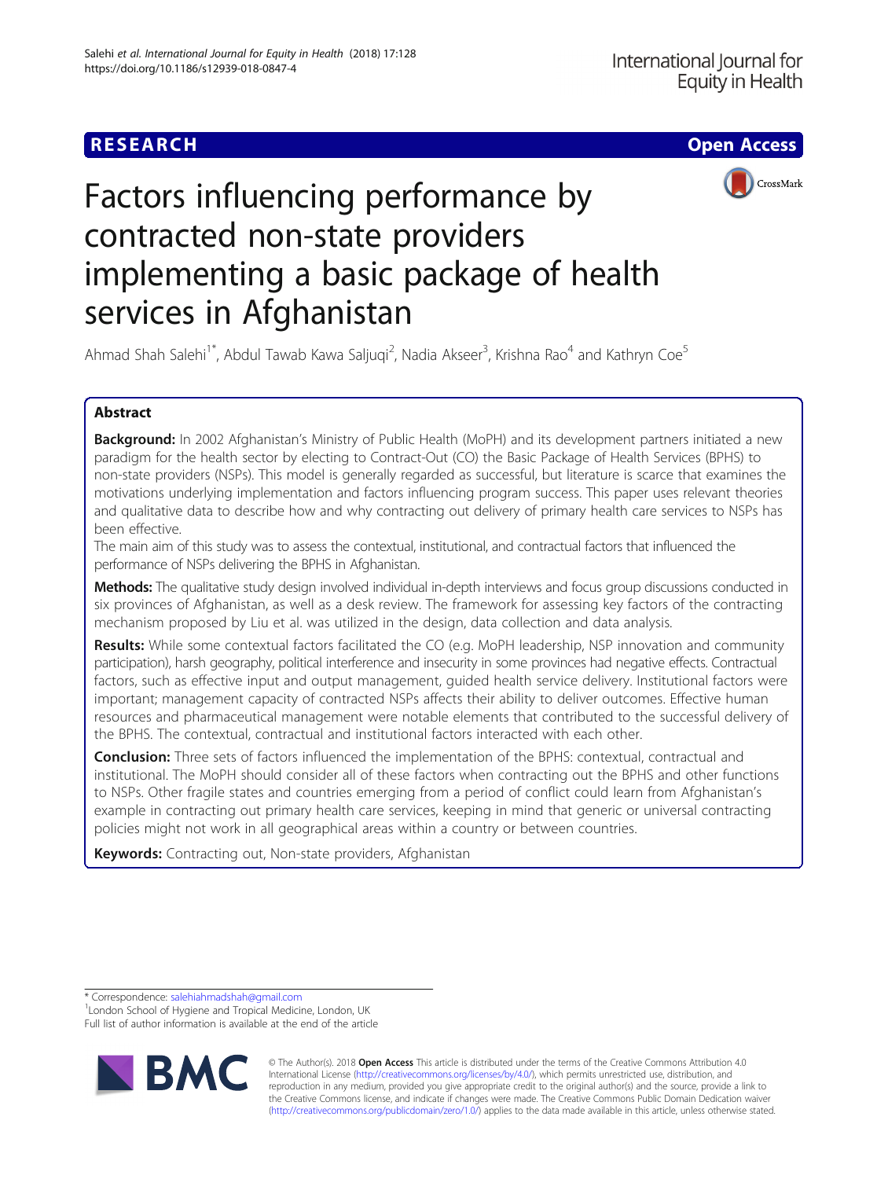RESEARCH

Open Access

# Factors influencing performance by contracted non-state providers implementing a basic package of health services in Afghanistan

Ahmad Shah Salehi[1*], Abdul Tawab Kawa Saljuqi[2], Nadia Akseer[3], Krishna Rao[4] and Kathryn Coe[5]

## Abstract

**Background:** In 2002 Afghanistan's Ministry of Public Health (MoPH) and its development partners initiated a new paradigm for the health sector by electing to Contract-Out (CO) the Basic Package of Health Services (BPHS) to non-state providers (NSPs). This model is generally regarded as successful, but literature is scarce that examines the motivations underlying implementation and factors influencing program success. This paper uses relevant theories and qualitative data to describe how and why contracting out delivery of primary health care services to NSPs has been effective.

The main aim of this study was to assess the contextual, institutional, and contractual factors that influenced the performance of NSPs delivering the BPHS in Afghanistan.

**Methods:** The qualitative study design involved individual in-depth interviews and focus group discussions conducted in six provinces of Afghanistan, as well as a desk review. The framework for assessing key factors of the contracting mechanism proposed by Liu et al. was utilized in the design, data collection and data analysis.

**Results:** While some contextual factors facilitated the CO (e.g. MoPH leadership, NSP innovation and community participation), harsh geography, political interference and insecurity in some provinces had negative effects. Contractual factors, such as effective input and output management, guided health service delivery. Institutional factors were important; management capacity of contracted NSPs affects their ability to deliver outcomes. Effective human resources and pharmaceutical management were notable elements that contributed to the successful delivery of the BPHS. The contextual, contractual and institutional factors interacted with each other.

**Conclusion:** Three sets of factors influenced the implementation of the BPHS: contextual, contractual and institutional. The MoPH should consider all of these factors when contracting out the BPHS and other functions to NSPs. Other fragile states and countries emerging from a period of conflict could learn from Afghanistan's example in contracting out primary health care services, keeping in mind that generic or universal contracting policies might not work in all geographical areas within a country or between countries.

**Keywords:** Contracting out, Non-state providers, Afghanistan

\* Correspondence: salehiahmadshah@gmail.com
[1]London School of Hygiene and Tropical Medicine, London, UK
Full list of author information is available at the end of the article

© The Author(s). 2018 **Open Access** This article is distributed under the terms of the Creative Commons Attribution 4.0 International License (http://creativecommons.org/licenses/by/4.0/), which permits unrestricted use, distribution, and reproduction in any medium, provided you give appropriate credit to the original author(s) and the source, provide a link to the Creative Commons license, and indicate if changes were made. The Creative Commons Public Domain Dedication waiver (http://creativecommons.org/publicdomain/zero/1.0/) applies to the data made available in this article, unless otherwise stated.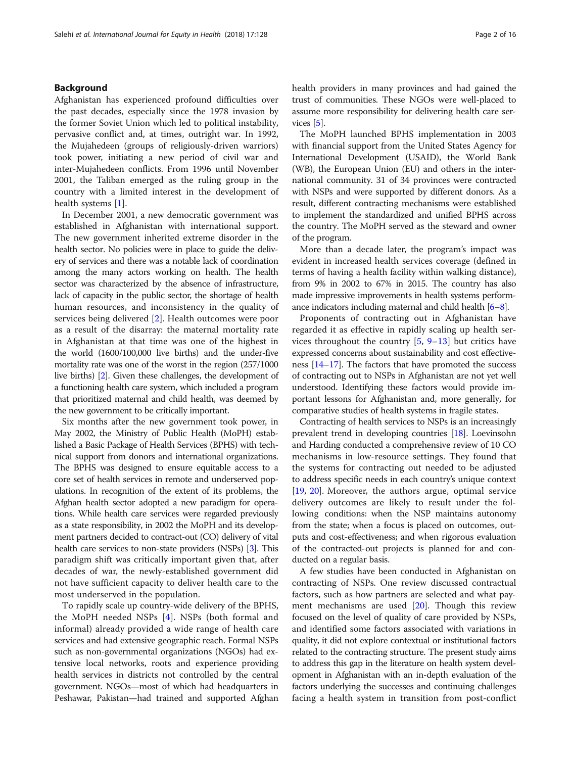## Background

Afghanistan has experienced profound difficulties over the past decades, especially since the 1978 invasion by the former Soviet Union which led to political instability, pervasive conflict and, at times, outright war. In 1992, the Mujahedeen (groups of religiously-driven warriors) took power, initiating a new period of civil war and inter-Mujahedeen conflicts. From 1996 until November 2001, the Taliban emerged as the ruling group in the country with a limited interest in the development of health systems [1].

In December 2001, a new democratic government was established in Afghanistan with international support. The new government inherited extreme disorder in the health sector. No policies were in place to guide the delivery of services and there was a notable lack of coordination among the many actors working on health. The health sector was characterized by the absence of infrastructure, lack of capacity in the public sector, the shortage of health human resources, and inconsistency in the quality of services being delivered [2]. Health outcomes were poor as a result of the disarray: the maternal mortality rate in Afghanistan at that time was one of the highest in the world (1600/100,000 live births) and the under-five mortality rate was one of the worst in the region (257/1000 live births) [2]. Given these challenges, the development of a functioning health care system, which included a program that prioritized maternal and child health, was deemed by the new government to be critically important.

Six months after the new government took power, in May 2002, the Ministry of Public Health (MoPH) established a Basic Package of Health Services (BPHS) with technical support from donors and international organizations. The BPHS was designed to ensure equitable access to a core set of health services in remote and underserved populations. In recognition of the extent of its problems, the Afghan health sector adopted a new paradigm for operations. While health care services were regarded previously as a state responsibility, in 2002 the MoPH and its development partners decided to contract-out (CO) delivery of vital health care services to non-state providers (NSPs) [3]. This paradigm shift was critically important given that, after decades of war, the newly-established government did not have sufficient capacity to deliver health care to the most underserved in the population.

To rapidly scale up country-wide delivery of the BPHS, the MoPH needed NSPs [4]. NSPs (both formal and informal) already provided a wide range of health care services and had extensive geographic reach. Formal NSPs such as non-governmental organizations (NGOs) had extensive local networks, roots and experience providing health services in districts not controlled by the central government. NGOs—most of which had headquarters in Peshawar, Pakistan—had trained and supported Afghan health providers in many provinces and had gained the trust of communities. These NGOs were well-placed to assume more responsibility for delivering health care services [5].

The MoPH launched BPHS implementation in 2003 with financial support from the United States Agency for International Development (USAID), the World Bank (WB), the European Union (EU) and others in the international community. 31 of 34 provinces were contracted with NSPs and were supported by different donors. As a result, different contracting mechanisms were established to implement the standardized and unified BPHS across the country. The MoPH served as the steward and owner of the program.

More than a decade later, the program's impact was evident in increased health services coverage (defined in terms of having a health facility within walking distance), from 9% in 2002 to 67% in 2015. The country has also made impressive improvements in health systems performance indicators including maternal and child health [6–8].

Proponents of contracting out in Afghanistan have regarded it as effective in rapidly scaling up health services throughout the country [5, 9–13] but critics have expressed concerns about sustainability and cost effectiveness [14–17]. The factors that have promoted the success of contracting out to NSPs in Afghanistan are not yet well understood. Identifying these factors would provide important lessons for Afghanistan and, more generally, for comparative studies of health systems in fragile states.

Contracting of health services to NSPs is an increasingly prevalent trend in developing countries [18]. Loevinsohn and Harding conducted a comprehensive review of 10 CO mechanisms in low-resource settings. They found that the systems for contracting out needed to be adjusted to address specific needs in each country's unique context [19, 20]. Moreover, the authors argue, optimal service delivery outcomes are likely to result under the following conditions: when the NSP maintains autonomy from the state; when a focus is placed on outcomes, outputs and cost-effectiveness; and when rigorous evaluation of the contracted-out projects is planned for and conducted on a regular basis.

A few studies have been conducted in Afghanistan on contracting of NSPs. One review discussed contractual factors, such as how partners are selected and what payment mechanisms are used [20]. Though this review focused on the level of quality of care provided by NSPs, and identified some factors associated with variations in quality, it did not explore contextual or institutional factors related to the contracting structure. The present study aims to address this gap in the literature on health system development in Afghanistan with an in-depth evaluation of the factors underlying the successes and continuing challenges facing a health system in transition from post-conflict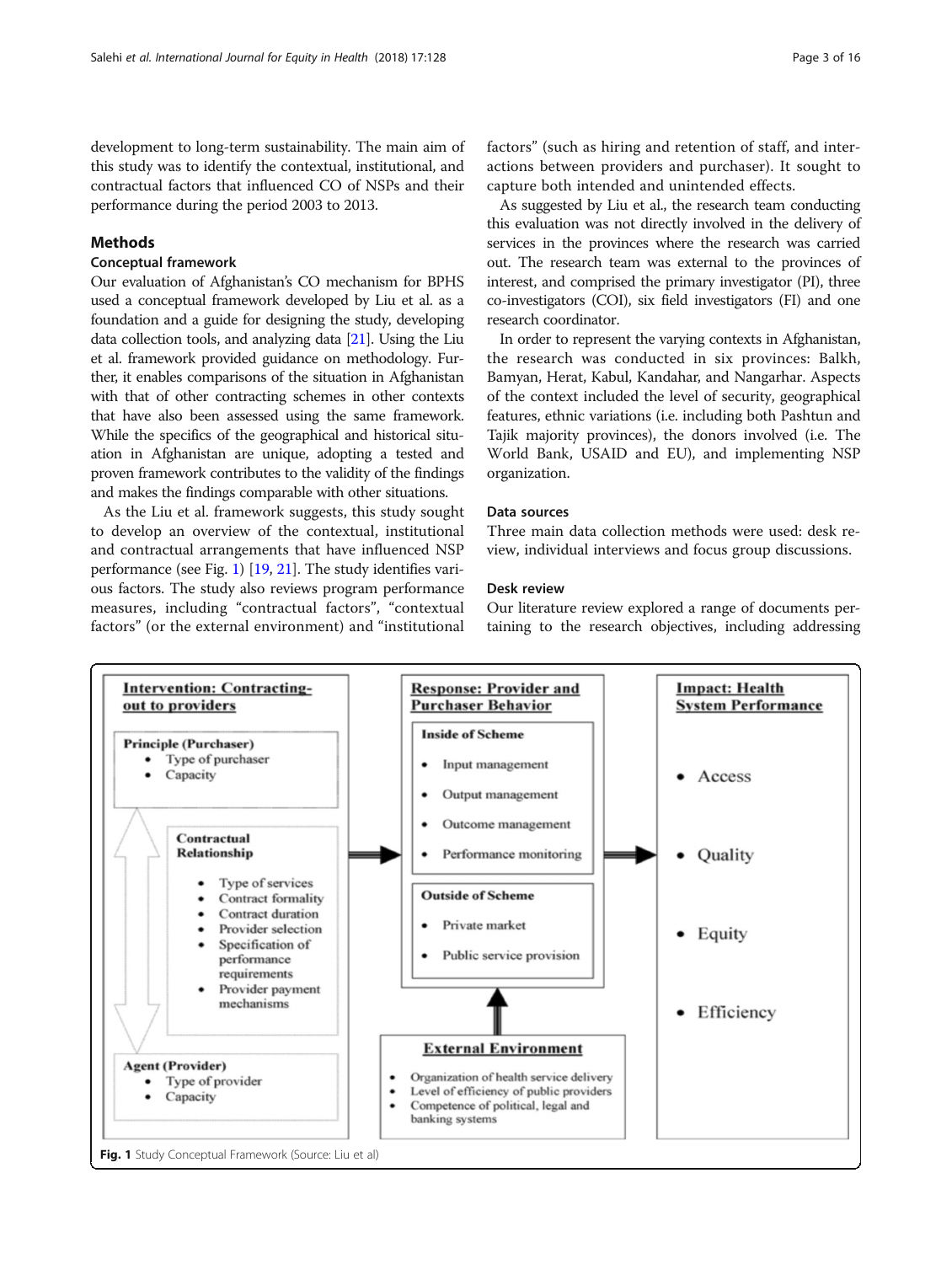development to long-term sustainability. The main aim of this study was to identify the contextual, institutional, and contractual factors that influenced CO of NSPs and their performance during the period 2003 to 2013.

## Methods

### Conceptual framework

Our evaluation of Afghanistan's CO mechanism for BPHS used a conceptual framework developed by Liu et al. as a foundation and a guide for designing the study, developing data collection tools, and analyzing data [21]. Using the Liu et al. framework provided guidance on methodology. Further, it enables comparisons of the situation in Afghanistan with that of other contracting schemes in other contexts that have also been assessed using the same framework. While the specifics of the geographical and historical situation in Afghanistan are unique, adopting a tested and proven framework contributes to the validity of the findings and makes the findings comparable with other situations.

As the Liu et al. framework suggests, this study sought to develop an overview of the contextual, institutional and contractual arrangements that have influenced NSP performance (see Fig. 1) [19, 21]. The study identifies various factors. The study also reviews program performance measures, including "contractual factors", "contextual factors" (or the external environment) and "institutional factors" (such as hiring and retention of staff, and interactions between providers and purchaser). It sought to capture both intended and unintended effects.

As suggested by Liu et al., the research team conducting this evaluation was not directly involved in the delivery of services in the provinces where the research was carried out. The research team was external to the provinces of interest, and comprised the primary investigator (PI), three co-investigators (COI), six field investigators (FI) and one research coordinator.

In order to represent the varying contexts in Afghanistan, the research was conducted in six provinces: Balkh, Bamyan, Herat, Kabul, Kandahar, and Nangarhar. Aspects of the context included the level of security, geographical features, ethnic variations (i.e. including both Pashtun and Tajik majority provinces), the donors involved (i.e. The World Bank, USAID and EU), and implementing NSP organization.

### Data sources

Three main data collection methods were used: desk review, individual interviews and focus group discussions.

### Desk review

Our literature review explored a range of documents pertaining to the research objectives, including addressing

**Intervention: Contracting-out to providers**

- Principle (Purchaser)
  - Type of purchaser
  - Capacity
- Contractual Relationship
  - Type of services
  - Contract formality
  - Contract duration
  - Provider selection
  - Specification of performance requirements
  - Provider payment mechanisms
- Agent (Provider)
  - Type of provider
  - Capacity

**Response: Provider and Purchaser Behavior**

- Inside of Scheme
  - Input management
  - Output management
  - Outcome management
  - Performance monitoring
- Outside of Scheme
  - Private market
  - Public service provision

**External Environment**

- Organization of health service delivery
- Level of efficiency of public providers
- Competence of political, legal and banking systems

**Impact: Health System Performance**

- Access
- Quality
- Equity
- Efficiency

**Fig. 1** Study Conceptual Framework (Source: Liu et al)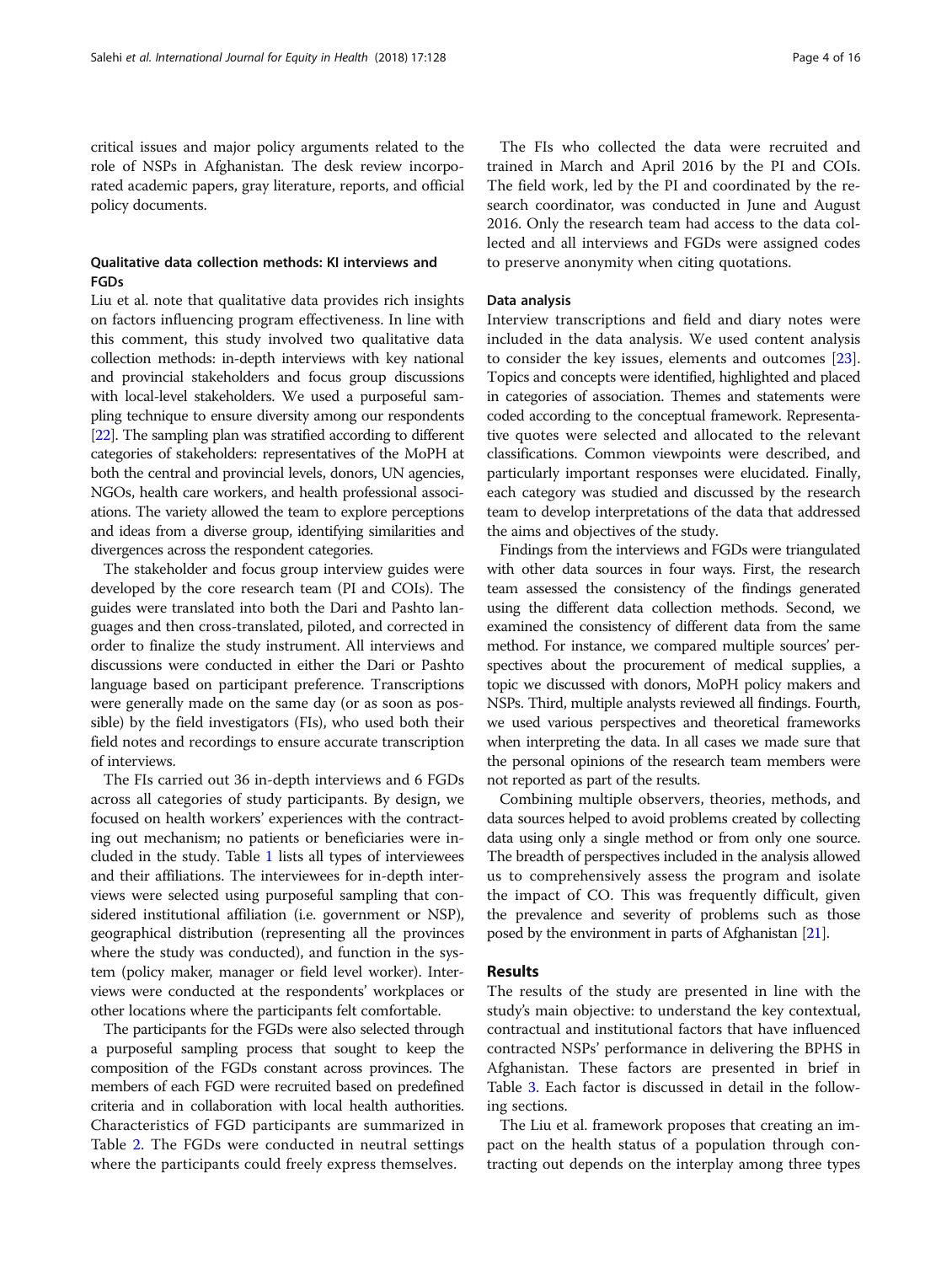critical issues and major policy arguments related to the role of NSPs in Afghanistan. The desk review incorporated academic papers, gray literature, reports, and official policy documents.

### Qualitative data collection methods: KI interviews and FGDs

Liu et al. note that qualitative data provides rich insights on factors influencing program effectiveness. In line with this comment, this study involved two qualitative data collection methods: in-depth interviews with key national and provincial stakeholders and focus group discussions with local-level stakeholders. We used a purposeful sampling technique to ensure diversity among our respondents [22]. The sampling plan was stratified according to different categories of stakeholders: representatives of the MoPH at both the central and provincial levels, donors, UN agencies, NGOs, health care workers, and health professional associations. The variety allowed the team to explore perceptions and ideas from a diverse group, identifying similarities and divergences across the respondent categories.

The stakeholder and focus group interview guides were developed by the core research team (PI and COIs). The guides were translated into both the Dari and Pashto languages and then cross-translated, piloted, and corrected in order to finalize the study instrument. All interviews and discussions were conducted in either the Dari or Pashto language based on participant preference. Transcriptions were generally made on the same day (or as soon as possible) by the field investigators (FIs), who used both their field notes and recordings to ensure accurate transcription of interviews.

The FIs carried out 36 in-depth interviews and 6 FGDs across all categories of study participants. By design, we focused on health workers' experiences with the contracting out mechanism; no patients or beneficiaries were included in the study. Table 1 lists all types of interviewees and their affiliations. The interviewees for in-depth interviews were selected using purposeful sampling that considered institutional affiliation (i.e. government or NSP), geographical distribution (representing all the provinces where the study was conducted), and function in the system (policy maker, manager or field level worker). Interviews were conducted at the respondents' workplaces or other locations where the participants felt comfortable.

The participants for the FGDs were also selected through a purposeful sampling process that sought to keep the composition of the FGDs constant across provinces. The members of each FGD were recruited based on predefined criteria and in collaboration with local health authorities. Characteristics of FGD participants are summarized in Table 2. The FGDs were conducted in neutral settings where the participants could freely express themselves.

The FIs who collected the data were recruited and trained in March and April 2016 by the PI and COIs. The field work, led by the PI and coordinated by the research coordinator, was conducted in June and August 2016. Only the research team had access to the data collected and all interviews and FGDs were assigned codes to preserve anonymity when citing quotations.

### Data analysis

Interview transcriptions and field and diary notes were included in the data analysis. We used content analysis to consider the key issues, elements and outcomes [23]. Topics and concepts were identified, highlighted and placed in categories of association. Themes and statements were coded according to the conceptual framework. Representative quotes were selected and allocated to the relevant classifications. Common viewpoints were described, and particularly important responses were elucidated. Finally, each category was studied and discussed by the research team to develop interpretations of the data that addressed the aims and objectives of the study.

Findings from the interviews and FGDs were triangulated with other data sources in four ways. First, the research team assessed the consistency of the findings generated using the different data collection methods. Second, we examined the consistency of different data from the same method. For instance, we compared multiple sources' perspectives about the procurement of medical supplies, a topic we discussed with donors, MoPH policy makers and NSPs. Third, multiple analysts reviewed all findings. Fourth, we used various perspectives and theoretical frameworks when interpreting the data. In all cases we made sure that the personal opinions of the research team members were not reported as part of the results.

Combining multiple observers, theories, methods, and data sources helped to avoid problems created by collecting data using only a single method or from only one source. The breadth of perspectives included in the analysis allowed us to comprehensively assess the program and isolate the impact of CO. This was frequently difficult, given the prevalence and severity of problems such as those posed by the environment in parts of Afghanistan [21].

## Results

The results of the study are presented in line with the study's main objective: to understand the key contextual, contractual and institutional factors that have influenced contracted NSPs' performance in delivering the BPHS in Afghanistan. These factors are presented in brief in Table 3. Each factor is discussed in detail in the following sections.

The Liu et al. framework proposes that creating an impact on the health status of a population through contracting out depends on the interplay among three types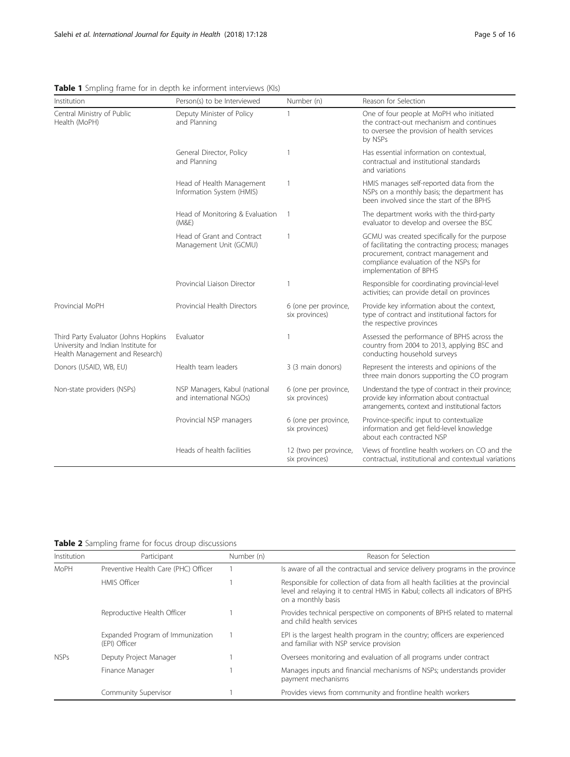**Table 1** Smpling frame for in depth ke informent interviews (KIs)

| Institution | Person(s) to be Interviewed | Number (n) | Reason for Selection |
| --- | --- | --- | --- |
| Central Ministry of Public Health (MoPH) | Deputy Minister of Policy and Planning | 1 | One of four people at MoPH who initiated the contract-out mechanism and continues to oversee the provision of health services by NSPs |
| | General Director, Policy and Planning | 1 | Has essential information on contextual, contractual and institutional standards and variations |
| | Head of Health Management Information System (HMIS) | 1 | HMIS manages self-reported data from the NSPs on a monthly basis; the department has been involved since the start of the BPHS |
| | Head of Monitoring & Evaluation (M&E) | 1 | The department works with the third-party evaluator to develop and oversee the BSC |
| | Head of Grant and Contract Management Unit (GCMU) | 1 | GCMU was created specifically for the purpose of facilitating the contracting process; manages procurement, contract management and compliance evaluation of the NSPs for implementation of BPHS |
| | Provincial Liaison Director | 1 | Responsible for coordinating provincial-level activities; can provide detail on provinces |
| Provincial MoPH | Provincial Health Directors | 6 (one per province, six provinces) | Provide key information about the context, type of contract and institutional factors for the respective provinces |
| Third Party Evaluator (Johns Hopkins University and Indian Institute for Health Management and Research) | Evaluator | 1 | Assessed the performance of BPHS across the country from 2004 to 2013, applying BSC and conducting household surveys |
| Donors (USAID, WB, EU) | Health team leaders | 3 (3 main donors) | Represent the interests and opinions of the three main donors supporting the CO program |
| Non-state providers (NSPs) | NSP Managers, Kabul (national and international NGOs) | 6 (one per province, six provinces) | Understand the type of contract in their province; provide key information about contractual arrangements, context and institutional factors |
| | Provincial NSP managers | 6 (one per province, six provinces) | Province-specific input to contextualize information and get field-level knowledge about each contracted NSP |
| | Heads of health facilities | 12 (two per province, six provinces) | Views of frontline health workers on CO and the contractual, institutional and contextual variations |

**Table 2** Sampling frame for focus droup discussions

| Institution | Participant | Number (n) | Reason for Selection |
| --- | --- | --- | --- |
| MoPH | Preventive Health Care (PHC) Officer | 1 | Is aware of all the contractual and service delivery programs in the province |
| | HMIS Officer | 1 | Responsible for collection of data from all health facilities at the provincial level and relaying it to central HMIS in Kabul; collects all indicators of BPHS on a monthly basis |
| | Reproductive Health Officer | 1 | Provides technical perspective on components of BPHS related to maternal and child health services |
| | Expanded Program of Immunization (EPI) Officer | 1 | EPI is the largest health program in the country; officers are experienced and familiar with NSP service provision |
| NSPs | Deputy Project Manager | 1 | Oversees monitoring and evaluation of all programs under contract |
| | Finance Manager | 1 | Manages inputs and financial mechanisms of NSPs; understands provider payment mechanisms |
| | Community Supervisor | 1 | Provides views from community and frontline health workers |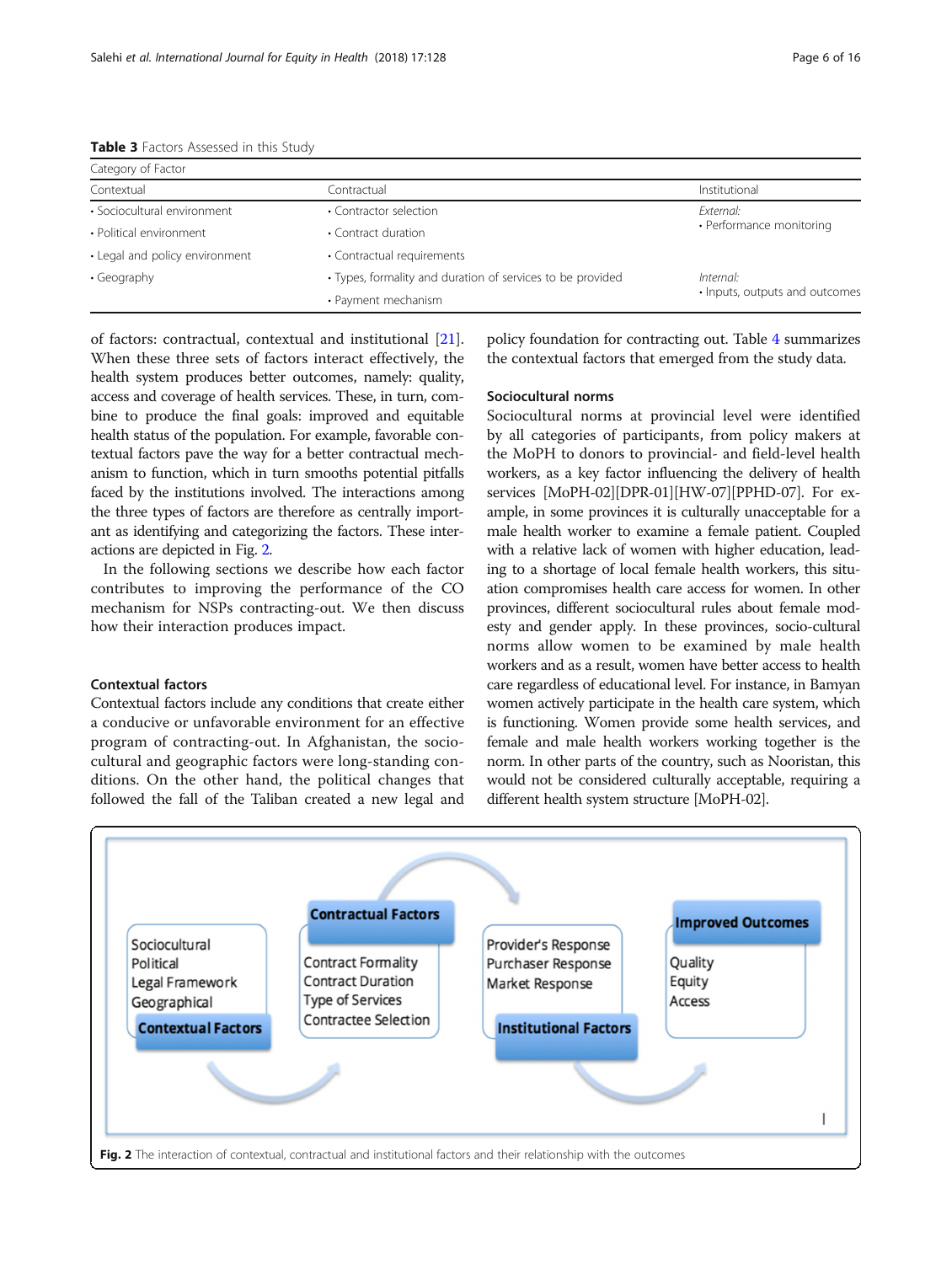**Table 3** Factors Assessed in this Study

| Category of Factor | | |
|---|---|---|
| Contextual | Contractual | Institutional |
| • Sociocultural environment | • Contractor selection | *External:* • Performance monitoring |
| • Political environment | • Contract duration | |
| • Legal and policy environment | • Contractual requirements | |
| • Geography | • Types, formality and duration of services to be provided | *Internal:* • Inputs, outputs and outcomes |
| | • Payment mechanism | |

of factors: contractual, contextual and institutional [21]. When these three sets of factors interact effectively, the health system produces better outcomes, namely: quality, access and coverage of health services. These, in turn, combine to produce the final goals: improved and equitable health status of the population. For example, favorable contextual factors pave the way for a better contractual mechanism to function, which in turn smooths potential pitfalls faced by the institutions involved. The interactions among the three types of factors are therefore as centrally important as identifying and categorizing the factors. These interactions are depicted in Fig. 2.

In the following sections we describe how each factor contributes to improving the performance of the CO mechanism for NSPs contracting-out. We then discuss how their interaction produces impact.

### Contextual factors

Contextual factors include any conditions that create either a conducive or unfavorable environment for an effective program of contracting-out. In Afghanistan, the sociocultural and geographic factors were long-standing conditions. On the other hand, the political changes that followed the fall of the Taliban created a new legal and policy foundation for contracting out. Table 4 summarizes the contextual factors that emerged from the study data.

### Sociocultural norms

Sociocultural norms at provincial level were identified by all categories of participants, from policy makers at the MoPH to donors to provincial- and field-level health workers, as a key factor influencing the delivery of health services [MoPH-02][DPR-01][HW-07][PPHD-07]. For example, in some provinces it is culturally unacceptable for a male health worker to examine a female patient. Coupled with a relative lack of women with higher education, leading to a shortage of local female health workers, this situation compromises health care access for women. In other provinces, different sociocultural rules about female modesty and gender apply. In these provinces, socio-cultural norms allow women to be examined by male health workers and as a result, women have better access to health care regardless of educational level. For instance, in Bamyan women actively participate in the health care system, which is functioning. Women provide some health services, and female and male health workers working together is the norm. In other parts of the country, such as Nooristan, this would not be considered culturally acceptable, requiring a different health system structure [MoPH-02].

**Fig. 2** The interaction of contextual, contractual and institutional factors and their relationship with the outcomes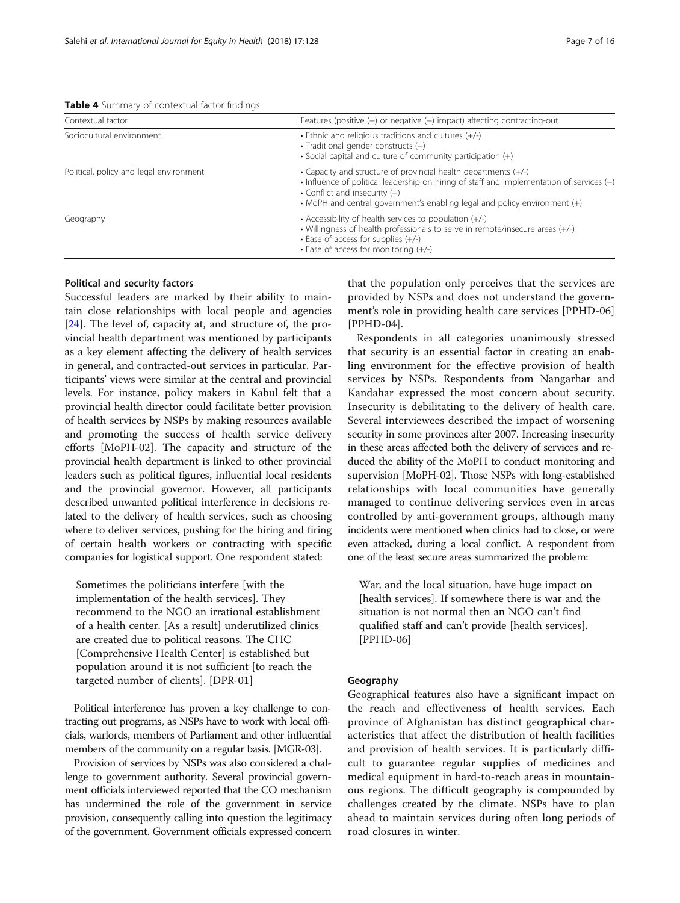**Table 4** Summary of contextual factor findings

| Contextual factor | Features (positive (+) or negative (–) impact) affecting contracting-out |
| --- | --- |
| Sociocultural environment | • Ethnic and religious traditions and cultures (+/-)<br>• Traditional gender constructs (–)<br>• Social capital and culture of community participation (+) |
| Political, policy and legal environment | • Capacity and structure of provincial health departments (+/-)<br>• Influence of political leadership on hiring of staff and implementation of services (–)<br>• Conflict and insecurity (–)<br>• MoPH and central government's enabling legal and policy environment (+) |
| Geography | • Accessibility of health services to population (+/-)<br>• Willingness of health professionals to serve in remote/insecure areas (+/-)<br>• Ease of access for supplies (+/-)<br>• Ease of access for monitoring (+/-) |

#### Political and security factors

Successful leaders are marked by their ability to maintain close relationships with local people and agencies [24]. The level of, capacity at, and structure of, the provincial health department was mentioned by participants as a key element affecting the delivery of health services in general, and contracted-out services in particular. Participants' views were similar at the central and provincial levels. For instance, policy makers in Kabul felt that a provincial health director could facilitate better provision of health services by NSPs by making resources available and promoting the success of health service delivery efforts [MoPH-02]. The capacity and structure of the provincial health department is linked to other provincial leaders such as political figures, influential local residents and the provincial governor. However, all participants described unwanted political interference in decisions related to the delivery of health services, such as choosing where to deliver services, pushing for the hiring and firing of certain health workers or contracting with specific companies for logistical support. One respondent stated:

> Sometimes the politicians interfere [with the implementation of the health services]. They recommend to the NGO an irrational establishment of a health center. [As a result] underutilized clinics are created due to political reasons. The CHC [Comprehensive Health Center] is established but population around it is not sufficient [to reach the targeted number of clients]. [DPR-01]

Political interference has proven a key challenge to contracting out programs, as NSPs have to work with local officials, warlords, members of Parliament and other influential members of the community on a regular basis. [MGR-03].

Provision of services by NSPs was also considered a challenge to government authority. Several provincial government officials interviewed reported that the CO mechanism has undermined the role of the government in service provision, consequently calling into question the legitimacy of the government. Government officials expressed concern that the population only perceives that the services are provided by NSPs and does not understand the government's role in providing health care services [PPHD-06] [PPHD-04].

Respondents in all categories unanimously stressed that security is an essential factor in creating an enabling environment for the effective provision of health services by NSPs. Respondents from Nangarhar and Kandahar expressed the most concern about security. Insecurity is debilitating to the delivery of health care. Several interviewees described the impact of worsening security in some provinces after 2007. Increasing insecurity in these areas affected both the delivery of services and reduced the ability of the MoPH to conduct monitoring and supervision [MoPH-02]. Those NSPs with long-established relationships with local communities have generally managed to continue delivering services even in areas controlled by anti-government groups, although many incidents were mentioned when clinics had to close, or were even attacked, during a local conflict. A respondent from one of the least secure areas summarized the problem:

> War, and the local situation, have huge impact on [health services]. If somewhere there is war and the situation is not normal then an NGO can't find qualified staff and can't provide [health services]. [PPHD-06]

#### Geography

Geographical features also have a significant impact on the reach and effectiveness of health services. Each province of Afghanistan has distinct geographical characteristics that affect the distribution of health facilities and provision of health services. It is particularly difficult to guarantee regular supplies of medicines and medical equipment in hard-to-reach areas in mountainous regions. The difficult geography is compounded by challenges created by the climate. NSPs have to plan ahead to maintain services during often long periods of road closures in winter.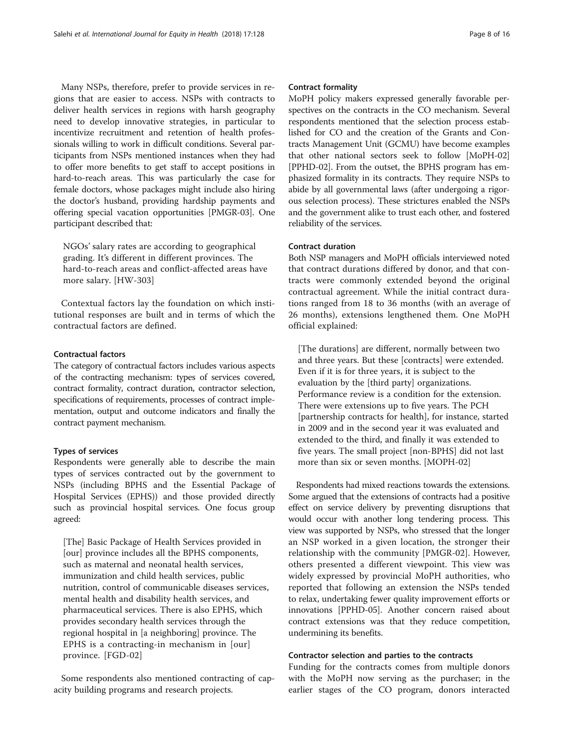Many NSPs, therefore, prefer to provide services in regions that are easier to access. NSPs with contracts to deliver health services in regions with harsh geography need to develop innovative strategies, in particular to incentivize recruitment and retention of health professionals willing to work in difficult conditions. Several participants from NSPs mentioned instances when they had to offer more benefits to get staff to accept positions in hard-to-reach areas. This was particularly the case for female doctors, whose packages might include also hiring the doctor's husband, providing hardship payments and offering special vacation opportunities [PMGR-03]. One participant described that:

> NGOs' salary rates are according to geographical grading. It's different in different provinces. The hard-to-reach areas and conflict-affected areas have more salary. [HW-303]

Contextual factors lay the foundation on which institutional responses are built and in terms of which the contractual factors are defined.

### Contractual factors

The category of contractual factors includes various aspects of the contracting mechanism: types of services covered, contract formality, contract duration, contractor selection, specifications of requirements, processes of contract implementation, output and outcome indicators and finally the contract payment mechanism.

#### Types of services

Respondents were generally able to describe the main types of services contracted out by the government to NSPs (including BPHS and the Essential Package of Hospital Services (EPHS)) and those provided directly such as provincial hospital services. One focus group agreed:

> [The] Basic Package of Health Services provided in [our] province includes all the BPHS components, such as maternal and neonatal health services, immunization and child health services, public nutrition, control of communicable diseases services, mental health and disability health services, and pharmaceutical services. There is also EPHS, which provides secondary health services through the regional hospital in [a neighboring] province. The EPHS is a contracting-in mechanism in [our] province. [FGD-02]

Some respondents also mentioned contracting of capacity building programs and research projects.

#### Contract formality

MoPH policy makers expressed generally favorable perspectives on the contracts in the CO mechanism. Several respondents mentioned that the selection process established for CO and the creation of the Grants and Contracts Management Unit (GCMU) have become examples that other national sectors seek to follow [MoPH-02] [PPHD-02]. From the outset, the BPHS program has emphasized formality in its contracts. They require NSPs to abide by all governmental laws (after undergoing a rigorous selection process). These strictures enabled the NSPs and the government alike to trust each other, and fostered reliability of the services.

#### Contract duration

Both NSP managers and MoPH officials interviewed noted that contract durations differed by donor, and that contracts were commonly extended beyond the original contractual agreement. While the initial contract durations ranged from 18 to 36 months (with an average of 26 months), extensions lengthened them. One MoPH official explained:

> [The durations] are different, normally between two and three years. But these [contracts] were extended. Even if it is for three years, it is subject to the evaluation by the [third party] organizations. Performance review is a condition for the extension. There were extensions up to five years. The PCH [partnership contracts for health], for instance, started in 2009 and in the second year it was evaluated and extended to the third, and finally it was extended to five years. The small project [non-BPHS] did not last more than six or seven months. [MOPH-02]

Respondents had mixed reactions towards the extensions. Some argued that the extensions of contracts had a positive effect on service delivery by preventing disruptions that would occur with another long tendering process. This view was supported by NSPs, who stressed that the longer an NSP worked in a given location, the stronger their relationship with the community [PMGR-02]. However, others presented a different viewpoint. This view was widely expressed by provincial MoPH authorities, who reported that following an extension the NSPs tended to relax, undertaking fewer quality improvement efforts or innovations [PPHD-05]. Another concern raised about contract extensions was that they reduce competition, undermining its benefits.

#### Contractor selection and parties to the contracts

Funding for the contracts comes from multiple donors with the MoPH now serving as the purchaser; in the earlier stages of the CO program, donors interacted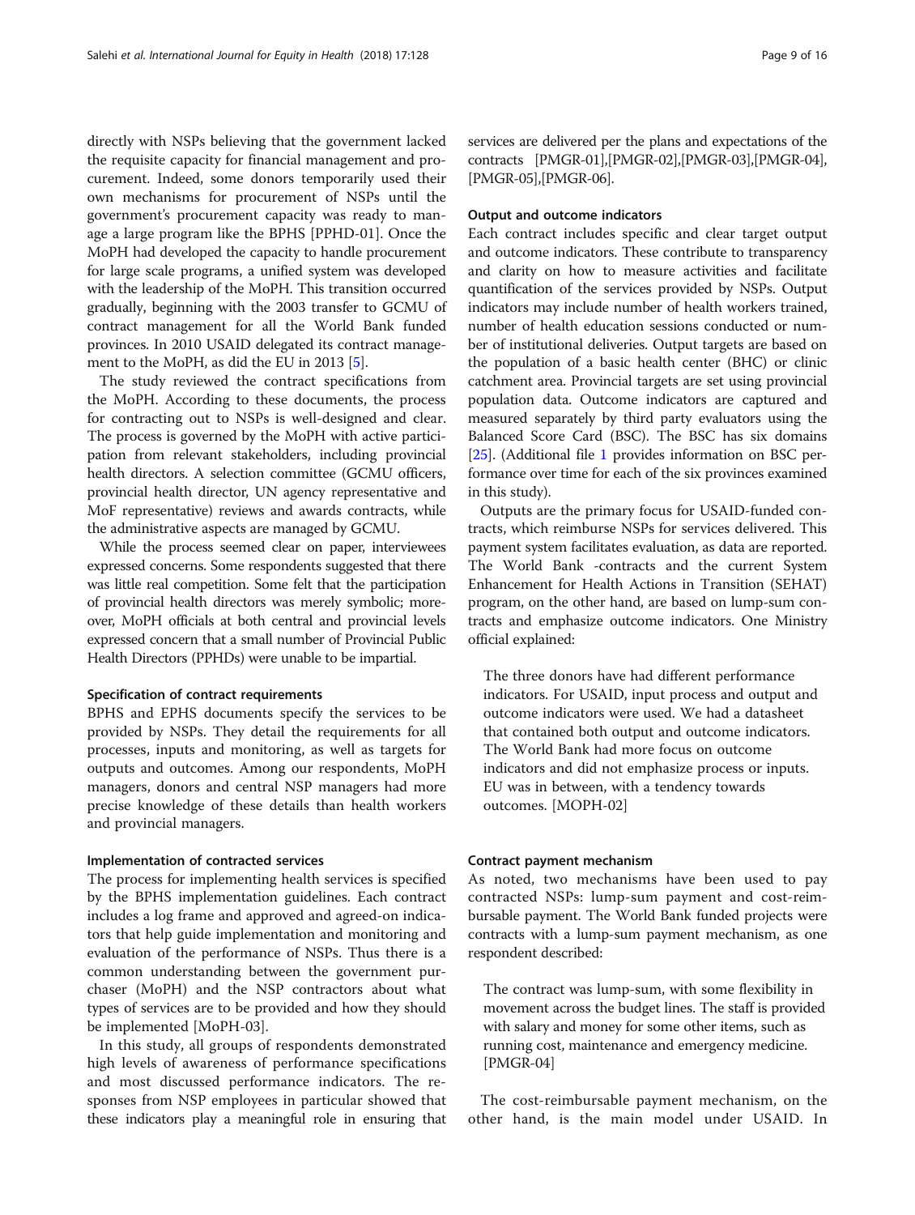directly with NSPs believing that the government lacked the requisite capacity for financial management and procurement. Indeed, some donors temporarily used their own mechanisms for procurement of NSPs until the government's procurement capacity was ready to manage a large program like the BPHS [PPHD-01]. Once the MoPH had developed the capacity to handle procurement for large scale programs, a unified system was developed with the leadership of the MoPH. This transition occurred gradually, beginning with the 2003 transfer to GCMU of contract management for all the World Bank funded provinces. In 2010 USAID delegated its contract management to the MoPH, as did the EU in 2013 [5].

The study reviewed the contract specifications from the MoPH. According to these documents, the process for contracting out to NSPs is well-designed and clear. The process is governed by the MoPH with active participation from relevant stakeholders, including provincial health directors. A selection committee (GCMU officers, provincial health director, UN agency representative and MoF representative) reviews and awards contracts, while the administrative aspects are managed by GCMU.

While the process seemed clear on paper, interviewees expressed concerns. Some respondents suggested that there was little real competition. Some felt that the participation of provincial health directors was merely symbolic; moreover, MoPH officials at both central and provincial levels expressed concern that a small number of Provincial Public Health Directors (PPHDs) were unable to be impartial.

#### Specification of contract requirements

BPHS and EPHS documents specify the services to be provided by NSPs. They detail the requirements for all processes, inputs and monitoring, as well as targets for outputs and outcomes. Among our respondents, MoPH managers, donors and central NSP managers had more precise knowledge of these details than health workers and provincial managers.

#### Implementation of contracted services

The process for implementing health services is specified by the BPHS implementation guidelines. Each contract includes a log frame and approved and agreed-on indicators that help guide implementation and monitoring and evaluation of the performance of NSPs. Thus there is a common understanding between the government purchaser (MoPH) and the NSP contractors about what types of services are to be provided and how they should be implemented [MoPH-03].

In this study, all groups of respondents demonstrated high levels of awareness of performance specifications and most discussed performance indicators. The responses from NSP employees in particular showed that these indicators play a meaningful role in ensuring that services are delivered per the plans and expectations of the contracts [PMGR-01],[PMGR-02],[PMGR-03],[PMGR-04],[PMGR-05],[PMGR-06].

#### Output and outcome indicators

Each contract includes specific and clear target output and outcome indicators. These contribute to transparency and clarity on how to measure activities and facilitate quantification of the services provided by NSPs. Output indicators may include number of health workers trained, number of health education sessions conducted or number of institutional deliveries. Output targets are based on the population of a basic health center (BHC) or clinic catchment area. Provincial targets are set using provincial population data. Outcome indicators are captured and measured separately by third party evaluators using the Balanced Score Card (BSC). The BSC has six domains [25]. (Additional file 1 provides information on BSC performance over time for each of the six provinces examined in this study).

Outputs are the primary focus for USAID-funded contracts, which reimburse NSPs for services delivered. This payment system facilitates evaluation, as data are reported. The World Bank -contracts and the current System Enhancement for Health Actions in Transition (SEHAT) program, on the other hand, are based on lump-sum contracts and emphasize outcome indicators. One Ministry official explained:

> The three donors have had different performance indicators. For USAID, input process and output and outcome indicators were used. We had a datasheet that contained both output and outcome indicators. The World Bank had more focus on outcome indicators and did not emphasize process or inputs. EU was in between, with a tendency towards outcomes. [MOPH-02]

#### Contract payment mechanism

As noted, two mechanisms have been used to pay contracted NSPs: lump-sum payment and cost-reimbursable payment. The World Bank funded projects were contracts with a lump-sum payment mechanism, as one respondent described:

> The contract was lump-sum, with some flexibility in movement across the budget lines. The staff is provided with salary and money for some other items, such as running cost, maintenance and emergency medicine. [PMGR-04]

The cost-reimbursable payment mechanism, on the other hand, is the main model under USAID. In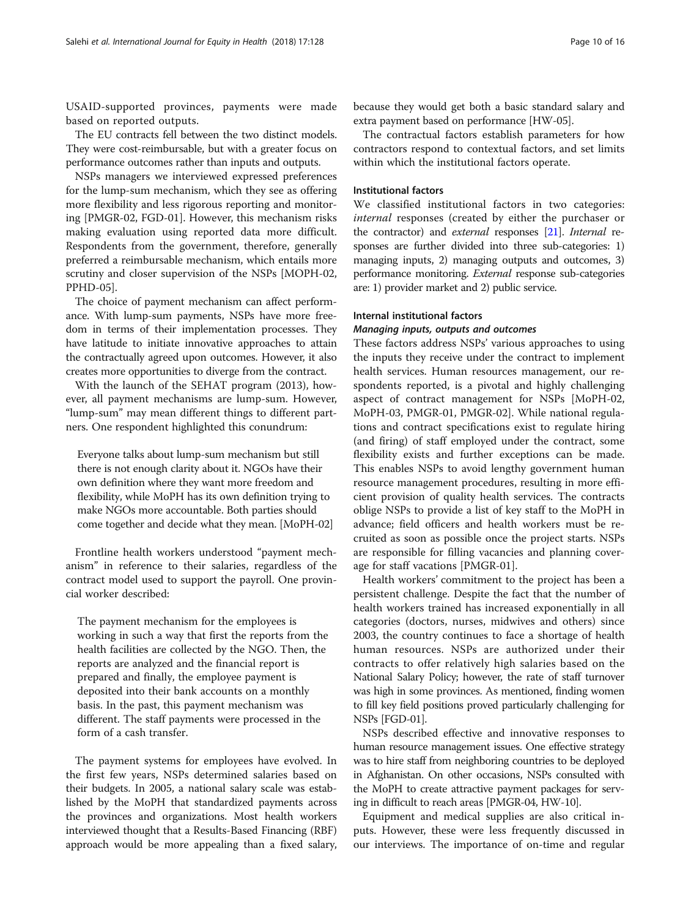USAID-supported provinces, payments were made based on reported outputs.

The EU contracts fell between the two distinct models. They were cost-reimbursable, but with a greater focus on performance outcomes rather than inputs and outputs.

NSPs managers we interviewed expressed preferences for the lump-sum mechanism, which they see as offering more flexibility and less rigorous reporting and monitoring [PMGR-02, FGD-01]. However, this mechanism risks making evaluation using reported data more difficult. Respondents from the government, therefore, generally preferred a reimbursable mechanism, which entails more scrutiny and closer supervision of the NSPs [MOPH-02, PPHD-05].

The choice of payment mechanism can affect performance. With lump-sum payments, NSPs have more freedom in terms of their implementation processes. They have latitude to initiate innovative approaches to attain the contractually agreed upon outcomes. However, it also creates more opportunities to diverge from the contract.

With the launch of the SEHAT program (2013), however, all payment mechanisms are lump-sum. However, "lump-sum" may mean different things to different partners. One respondent highlighted this conundrum:

> Everyone talks about lump-sum mechanism but still there is not enough clarity about it. NGOs have their own definition where they want more freedom and flexibility, while MoPH has its own definition trying to make NGOs more accountable. Both parties should come together and decide what they mean. [MoPH-02]

Frontline health workers understood "payment mechanism" in reference to their salaries, regardless of the contract model used to support the payroll. One provincial worker described:

> The payment mechanism for the employees is working in such a way that first the reports from the health facilities are collected by the NGO. Then, the reports are analyzed and the financial report is prepared and finally, the employee payment is deposited into their bank accounts on a monthly basis. In the past, this payment mechanism was different. The staff payments were processed in the form of a cash transfer.

The payment systems for employees have evolved. In the first few years, NSPs determined salaries based on their budgets. In 2005, a national salary scale was established by the MoPH that standardized payments across the provinces and organizations. Most health workers interviewed thought that a Results-Based Financing (RBF) approach would be more appealing than a fixed salary, because they would get both a basic standard salary and extra payment based on performance [HW-05].

The contractual factors establish parameters for how contractors respond to contextual factors, and set limits within which the institutional factors operate.

### Institutional factors

We classified institutional factors in two categories: *internal* responses (created by either the purchaser or the contractor) and *external* responses [21]. *Internal* responses are further divided into three sub-categories: 1) managing inputs, 2) managing outputs and outcomes, 3) performance monitoring. *External* response sub-categories are: 1) provider market and 2) public service.

### Internal institutional factors

#### *Managing inputs, outputs and outcomes*

These factors address NSPs' various approaches to using the inputs they receive under the contract to implement health services. Human resources management, our respondents reported, is a pivotal and highly challenging aspect of contract management for NSPs [MoPH-02, MoPH-03, PMGR-01, PMGR-02]. While national regulations and contract specifications exist to regulate hiring (and firing) of staff employed under the contract, some flexibility exists and further exceptions can be made. This enables NSPs to avoid lengthy government human resource management procedures, resulting in more efficient provision of quality health services. The contracts oblige NSPs to provide a list of key staff to the MoPH in advance; field officers and health workers must be recruited as soon as possible once the project starts. NSPs are responsible for filling vacancies and planning coverage for staff vacations [PMGR-01].

Health workers' commitment to the project has been a persistent challenge. Despite the fact that the number of health workers trained has increased exponentially in all categories (doctors, nurses, midwives and others) since 2003, the country continues to face a shortage of health human resources. NSPs are authorized under their contracts to offer relatively high salaries based on the National Salary Policy; however, the rate of staff turnover was high in some provinces. As mentioned, finding women to fill key field positions proved particularly challenging for NSPs [FGD-01].

NSPs described effective and innovative responses to human resource management issues. One effective strategy was to hire staff from neighboring countries to be deployed in Afghanistan. On other occasions, NSPs consulted with the MoPH to create attractive payment packages for serving in difficult to reach areas [PMGR-04, HW-10].

Equipment and medical supplies are also critical inputs. However, these were less frequently discussed in our interviews. The importance of on-time and regular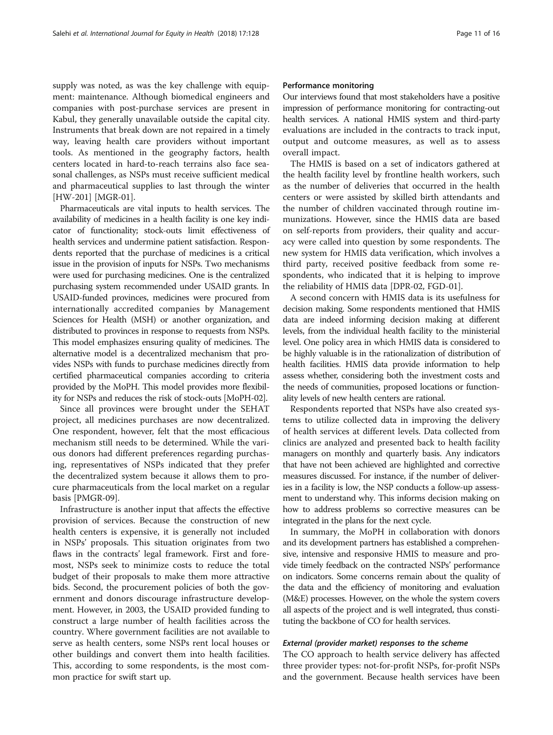supply was noted, as was the key challenge with equipment: maintenance. Although biomedical engineers and companies with post-purchase services are present in Kabul, they generally unavailable outside the capital city. Instruments that break down are not repaired in a timely way, leaving health care providers without important tools. As mentioned in the geography factors, health centers located in hard-to-reach terrains also face seasonal challenges, as NSPs must receive sufficient medical and pharmaceutical supplies to last through the winter [HW-201] [MGR-01].

Pharmaceuticals are vital inputs to health services. The availability of medicines in a health facility is one key indicator of functionality; stock-outs limit effectiveness of health services and undermine patient satisfaction. Respondents reported that the purchase of medicines is a critical issue in the provision of inputs for NSPs. Two mechanisms were used for purchasing medicines. One is the centralized purchasing system recommended under USAID grants. In USAID-funded provinces, medicines were procured from internationally accredited companies by Management Sciences for Health (MSH) or another organization, and distributed to provinces in response to requests from NSPs. This model emphasizes ensuring quality of medicines. The alternative model is a decentralized mechanism that provides NSPs with funds to purchase medicines directly from certified pharmaceutical companies according to criteria provided by the MoPH. This model provides more flexibility for NSPs and reduces the risk of stock-outs [MoPH-02].

Since all provinces were brought under the SEHAT project, all medicines purchases are now decentralized. One respondent, however, felt that the most efficacious mechanism still needs to be determined. While the various donors had different preferences regarding purchasing, representatives of NSPs indicated that they prefer the decentralized system because it allows them to procure pharmaceuticals from the local market on a regular basis [PMGR-09].

Infrastructure is another input that affects the effective provision of services. Because the construction of new health centers is expensive, it is generally not included in NSPs' proposals. This situation originates from two flaws in the contracts' legal framework. First and foremost, NSPs seek to minimize costs to reduce the total budget of their proposals to make them more attractive bids. Second, the procurement policies of both the government and donors discourage infrastructure development. However, in 2003, the USAID provided funding to construct a large number of health facilities across the country. Where government facilities are not available to serve as health centers, some NSPs rent local houses or other buildings and convert them into health facilities. This, according to some respondents, is the most common practice for swift start up.

#### Performance monitoring

Our interviews found that most stakeholders have a positive impression of performance monitoring for contracting-out health services. A national HMIS system and third-party evaluations are included in the contracts to track input, output and outcome measures, as well as to assess overall impact.

The HMIS is based on a set of indicators gathered at the health facility level by frontline health workers, such as the number of deliveries that occurred in the health centers or were assisted by skilled birth attendants and the number of children vaccinated through routine immunizations. However, since the HMIS data are based on self-reports from providers, their quality and accuracy were called into question by some respondents. The new system for HMIS data verification, which involves a third party, received positive feedback from some respondents, who indicated that it is helping to improve the reliability of HMIS data [DPR-02, FGD-01].

A second concern with HMIS data is its usefulness for decision making. Some respondents mentioned that HMIS data are indeed informing decision making at different levels, from the individual health facility to the ministerial level. One policy area in which HMIS data is considered to be highly valuable is in the rationalization of distribution of health facilities. HMIS data provide information to help assess whether, considering both the investment costs and the needs of communities, proposed locations or functionality levels of new health centers are rational.

Respondents reported that NSPs have also created systems to utilize collected data in improving the delivery of health services at different levels. Data collected from clinics are analyzed and presented back to health facility managers on monthly and quarterly basis. Any indicators that have not been achieved are highlighted and corrective measures discussed. For instance, if the number of deliveries in a facility is low, the NSP conducts a follow-up assessment to understand why. This informs decision making on how to address problems so corrective measures can be integrated in the plans for the next cycle.

In summary, the MoPH in collaboration with donors and its development partners has established a comprehensive, intensive and responsive HMIS to measure and provide timely feedback on the contracted NSPs' performance on indicators. Some concerns remain about the quality of the data and the efficiency of monitoring and evaluation (M&E) processes. However, on the whole the system covers all aspects of the project and is well integrated, thus constituting the backbone of CO for health services.

#### *External (provider market) responses to the scheme*

The CO approach to health service delivery has affected three provider types: not-for-profit NSPs, for-profit NSPs and the government. Because health services have been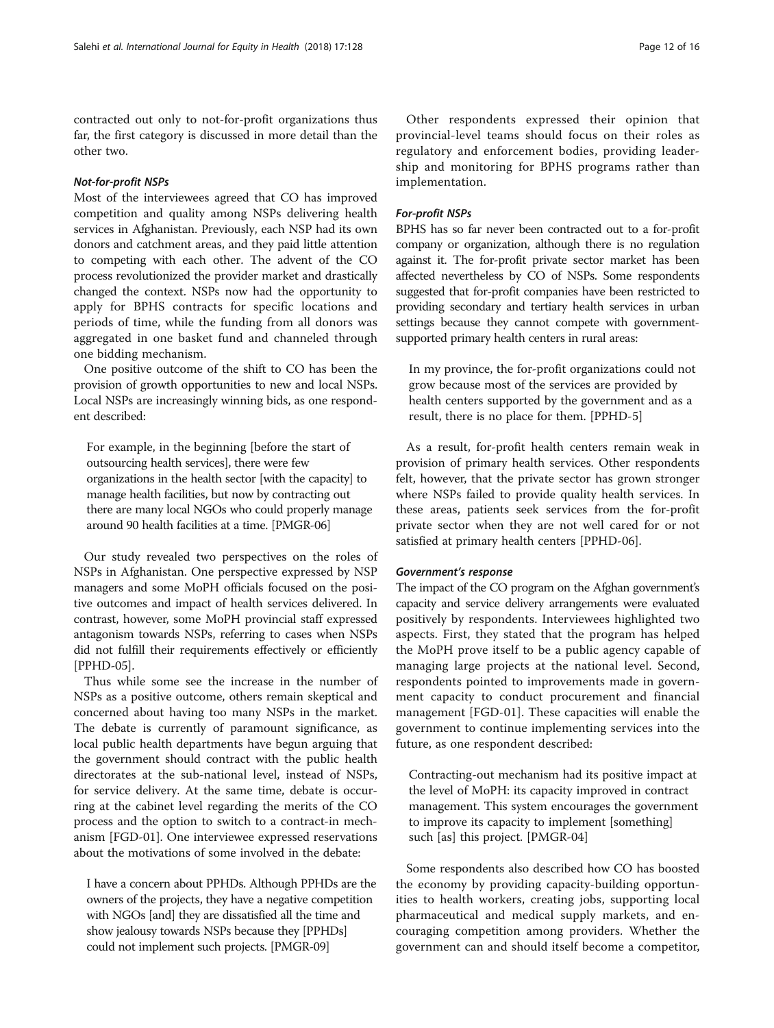contracted out only to not-for-profit organizations thus far, the first category is discussed in more detail than the other two.

#### *Not-for-profit NSPs*

Most of the interviewees agreed that CO has improved competition and quality among NSPs delivering health services in Afghanistan. Previously, each NSP had its own donors and catchment areas, and they paid little attention to competing with each other. The advent of the CO process revolutionized the provider market and drastically changed the context. NSPs now had the opportunity to apply for BPHS contracts for specific locations and periods of time, while the funding from all donors was aggregated in one basket fund and channeled through one bidding mechanism.

One positive outcome of the shift to CO has been the provision of growth opportunities to new and local NSPs. Local NSPs are increasingly winning bids, as one respondent described:

> For example, in the beginning [before the start of outsourcing health services], there were few organizations in the health sector [with the capacity] to manage health facilities, but now by contracting out there are many local NGOs who could properly manage around 90 health facilities at a time. [PMGR-06]

Our study revealed two perspectives on the roles of NSPs in Afghanistan. One perspective expressed by NSP managers and some MoPH officials focused on the positive outcomes and impact of health services delivered. In contrast, however, some MoPH provincial staff expressed antagonism towards NSPs, referring to cases when NSPs did not fulfill their requirements effectively or efficiently [PPHD-05].

Thus while some see the increase in the number of NSPs as a positive outcome, others remain skeptical and concerned about having too many NSPs in the market. The debate is currently of paramount significance, as local public health departments have begun arguing that the government should contract with the public health directorates at the sub-national level, instead of NSPs, for service delivery. At the same time, debate is occurring at the cabinet level regarding the merits of the CO process and the option to switch to a contract-in mechanism [FGD-01]. One interviewee expressed reservations about the motivations of some involved in the debate:

> I have a concern about PPHDs. Although PPHDs are the owners of the projects, they have a negative competition with NGOs [and] they are dissatisfied all the time and show jealousy towards NSPs because they [PPHDs] could not implement such projects. [PMGR-09]

Other respondents expressed their opinion that provincial-level teams should focus on their roles as regulatory and enforcement bodies, providing leadership and monitoring for BPHS programs rather than implementation.

#### *For-profit NSPs*

BPHS has so far never been contracted out to a for-profit company or organization, although there is no regulation against it. The for-profit private sector market has been affected nevertheless by CO of NSPs. Some respondents suggested that for-profit companies have been restricted to providing secondary and tertiary health services in urban settings because they cannot compete with government-supported primary health centers in rural areas:

> In my province, the for-profit organizations could not grow because most of the services are provided by health centers supported by the government and as a result, there is no place for them. [PPHD-5]

As a result, for-profit health centers remain weak in provision of primary health services. Other respondents felt, however, that the private sector has grown stronger where NSPs failed to provide quality health services. In these areas, patients seek services from the for-profit private sector when they are not well cared for or not satisfied at primary health centers [PPHD-06].

#### *Government's response*

The impact of the CO program on the Afghan government's capacity and service delivery arrangements were evaluated positively by respondents. Interviewees highlighted two aspects. First, they stated that the program has helped the MoPH prove itself to be a public agency capable of managing large projects at the national level. Second, respondents pointed to improvements made in government capacity to conduct procurement and financial management [FGD-01]. These capacities will enable the government to continue implementing services into the future, as one respondent described:

> Contracting-out mechanism had its positive impact at the level of MoPH: its capacity improved in contract management. This system encourages the government to improve its capacity to implement [something] such [as] this project. [PMGR-04]

Some respondents also described how CO has boosted the economy by providing capacity-building opportunities to health workers, creating jobs, supporting local pharmaceutical and medical supply markets, and encouraging competition among providers. Whether the government can and should itself become a competitor,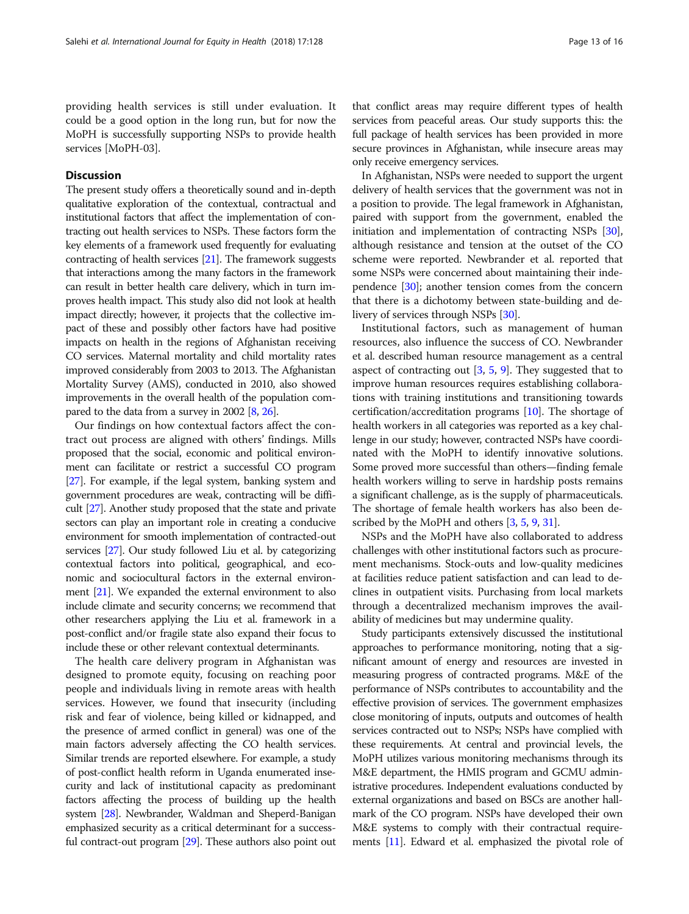providing health services is still under evaluation. It could be a good option in the long run, but for now the MoPH is successfully supporting NSPs to provide health services [MoPH-03].

## Discussion

The present study offers a theoretically sound and in-depth qualitative exploration of the contextual, contractual and institutional factors that affect the implementation of contracting out health services to NSPs. These factors form the key elements of a framework used frequently for evaluating contracting of health services [21]. The framework suggests that interactions among the many factors in the framework can result in better health care delivery, which in turn improves health impact. This study also did not look at health impact directly; however, it projects that the collective impact of these and possibly other factors have had positive impacts on health in the regions of Afghanistan receiving CO services. Maternal mortality and child mortality rates improved considerably from 2003 to 2013. The Afghanistan Mortality Survey (AMS), conducted in 2010, also showed improvements in the overall health of the population compared to the data from a survey in 2002 [8, 26].

Our findings on how contextual factors affect the contract out process are aligned with others' findings. Mills proposed that the social, economic and political environment can facilitate or restrict a successful CO program [27]. For example, if the legal system, banking system and government procedures are weak, contracting will be difficult [27]. Another study proposed that the state and private sectors can play an important role in creating a conducive environment for smooth implementation of contracted-out services [27]. Our study followed Liu et al. by categorizing contextual factors into political, geographical, and economic and sociocultural factors in the external environment [21]. We expanded the external environment to also include climate and security concerns; we recommend that other researchers applying the Liu et al. framework in a post-conflict and/or fragile state also expand their focus to include these or other relevant contextual determinants.

The health care delivery program in Afghanistan was designed to promote equity, focusing on reaching poor people and individuals living in remote areas with health services. However, we found that insecurity (including risk and fear of violence, being killed or kidnapped, and the presence of armed conflict in general) was one of the main factors adversely affecting the CO health services. Similar trends are reported elsewhere. For example, a study of post-conflict health reform in Uganda enumerated insecurity and lack of institutional capacity as predominant factors affecting the process of building up the health system [28]. Newbrander, Waldman and Sheperd-Banigan emphasized security as a critical determinant for a successful contract-out program [29]. These authors also point out that conflict areas may require different types of health services from peaceful areas. Our study supports this: the full package of health services has been provided in more secure provinces in Afghanistan, while insecure areas may only receive emergency services.

In Afghanistan, NSPs were needed to support the urgent delivery of health services that the government was not in a position to provide. The legal framework in Afghanistan, paired with support from the government, enabled the initiation and implementation of contracting NSPs [30], although resistance and tension at the outset of the CO scheme were reported. Newbrander et al. reported that some NSPs were concerned about maintaining their independence [30]; another tension comes from the concern that there is a dichotomy between state-building and delivery of services through NSPs [30].

Institutional factors, such as management of human resources, also influence the success of CO. Newbrander et al. described human resource management as a central aspect of contracting out [3, 5, 9]. They suggested that to improve human resources requires establishing collaborations with training institutions and transitioning towards certification/accreditation programs [10]. The shortage of health workers in all categories was reported as a key challenge in our study; however, contracted NSPs have coordinated with the MoPH to identify innovative solutions. Some proved more successful than others—finding female health workers willing to serve in hardship posts remains a significant challenge, as is the supply of pharmaceuticals. The shortage of female health workers has also been described by the MoPH and others [3, 5, 9, 31].

NSPs and the MoPH have also collaborated to address challenges with other institutional factors such as procurement mechanisms. Stock-outs and low-quality medicines at facilities reduce patient satisfaction and can lead to declines in outpatient visits. Purchasing from local markets through a decentralized mechanism improves the availability of medicines but may undermine quality.

Study participants extensively discussed the institutional approaches to performance monitoring, noting that a significant amount of energy and resources are invested in measuring progress of contracted programs. M&E of the performance of NSPs contributes to accountability and the effective provision of services. The government emphasizes close monitoring of inputs, outputs and outcomes of health services contracted out to NSPs; NSPs have complied with these requirements. At central and provincial levels, the MoPH utilizes various monitoring mechanisms through its M&E department, the HMIS program and GCMU administrative procedures. Independent evaluations conducted by external organizations and based on BSCs are another hallmark of the CO program. NSPs have developed their own M&E systems to comply with their contractual requirements [11]. Edward et al. emphasized the pivotal role of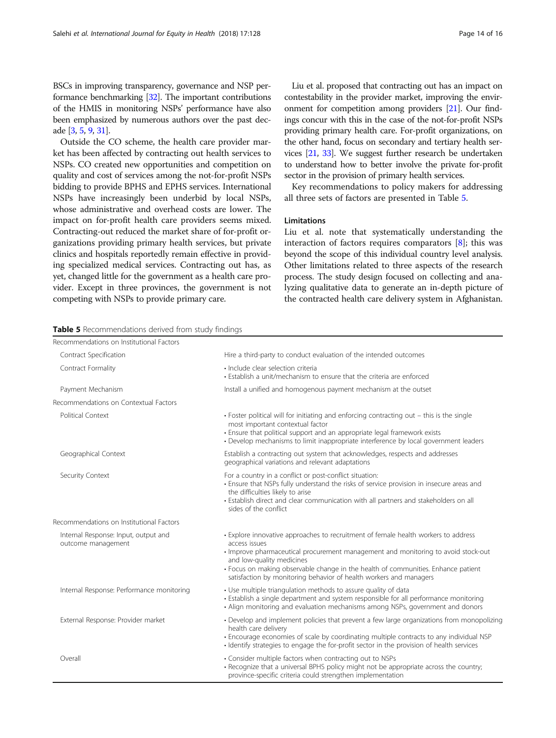BSCs in improving transparency, governance and NSP performance benchmarking [32]. The important contributions of the HMIS in monitoring NSPs' performance have also been emphasized by numerous authors over the past decade [3, 5, 9, 31].

Outside the CO scheme, the health care provider market has been affected by contracting out health services to NSPs. CO created new opportunities and competition on quality and cost of services among the not-for-profit NSPs bidding to provide BPHS and EPHS services. International NSPs have increasingly been underbid by local NSPs, whose administrative and overhead costs are lower. The impact on for-profit health care providers seems mixed. Contracting-out reduced the market share of for-profit organizations providing primary health services, but private clinics and hospitals reportedly remain effective in providing specialized medical services. Contracting out has, as yet, changed little for the government as a health care provider. Except in three provinces, the government is not competing with NSPs to provide primary care.

Liu et al. proposed that contracting out has an impact on contestability in the provider market, improving the environment for competition among providers [21]. Our findings concur with this in the case of the not-for-profit NSPs providing primary health care. For-profit organizations, on the other hand, focus on secondary and tertiary health services [21, 33]. We suggest further research be undertaken to understand how to better involve the private for-profit sector in the provision of primary health services.

Key recommendations to policy makers for addressing all three sets of factors are presented in Table 5.

## Limitations

Liu et al. note that systematically understanding the interaction of factors requires comparators [8]; this was beyond the scope of this individual country level analysis. Other limitations related to three aspects of the research process. The study design focused on collecting and analyzing qualitative data to generate an in-depth picture of the contracted health care delivery system in Afghanistan.

**Table 5** Recommendations derived from study findings

| | |
|---|---|
| **Recommendations on Institutional Factors** | |
| Contract Specification | Hire a third-party to conduct evaluation of the intended outcomes |
| Contract Formality | • Include clear selection criteria<br>• Establish a unit/mechanism to ensure that the criteria are enforced |
| Payment Mechanism | Install a unified and homogenous payment mechanism at the outset |
| **Recommendations on Contextual Factors** | |
| Political Context | • Foster political will for initiating and enforcing contracting out – this is the single most important contextual factor<br>• Ensure that political support and an appropriate legal framework exists<br>• Develop mechanisms to limit inappropriate interference by local government leaders |
| Geographical Context | Establish a contracting out system that acknowledges, respects and addresses geographical variations and relevant adaptations |
| Security Context | For a country in a conflict or post-conflict situation:<br>• Ensure that NSPs fully understand the risks of service provision in insecure areas and the difficulties likely to arise<br>• Establish direct and clear communication with all partners and stakeholders on all sides of the conflict |
| **Recommendations on Institutional Factors** | |
| Internal Response: Input, output and outcome management | • Explore innovative approaches to recruitment of female health workers to address access issues<br>• Improve pharmaceutical procurement management and monitoring to avoid stock-out and low-quality medicines<br>• Focus on making observable change in the health of communities. Enhance patient satisfaction by monitoring behavior of health workers and managers |
| Internal Response: Performance monitoring | • Use multiple triangulation methods to assure quality of data<br>• Establish a single department and system responsible for all performance monitoring<br>• Align monitoring and evaluation mechanisms among NSPs, government and donors |
| External Response: Provider market | • Develop and implement policies that prevent a few large organizations from monopolizing health care delivery<br>• Encourage economies of scale by coordinating multiple contracts to any individual NSP<br>• Identify strategies to engage the for-profit sector in the provision of health services |
| Overall | • Consider multiple factors when contracting out to NSPs<br>• Recognize that a universal BPHS policy might not be appropriate across the country; province-specific criteria could strengthen implementation |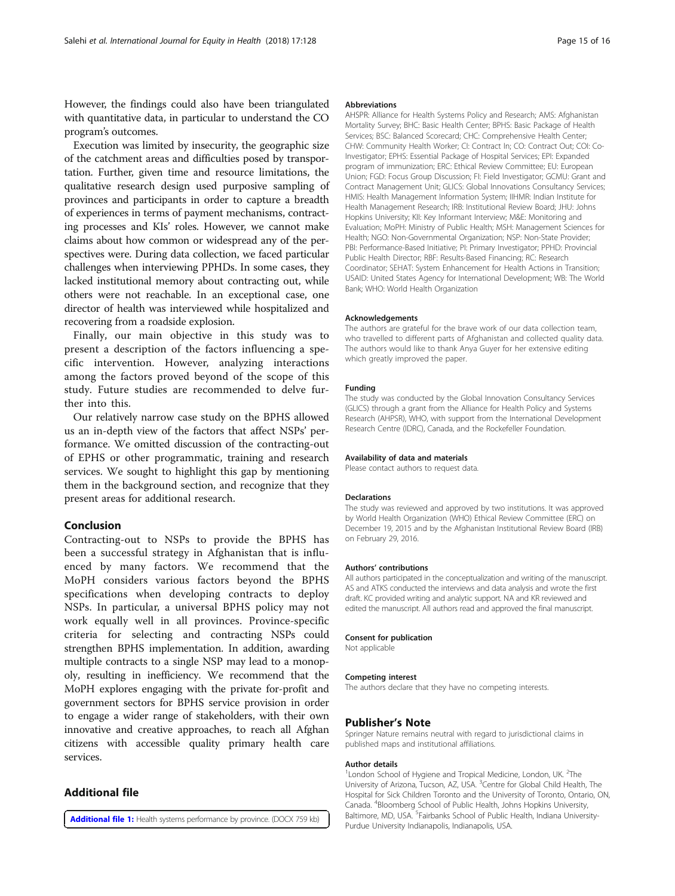However, the findings could also have been triangulated with quantitative data, in particular to understand the CO program's outcomes.

Execution was limited by insecurity, the geographic size of the catchment areas and difficulties posed by transportation. Further, given time and resource limitations, the qualitative research design used purposive sampling of provinces and participants in order to capture a breadth of experiences in terms of payment mechanisms, contracting processes and KIs' roles. However, we cannot make claims about how common or widespread any of the perspectives were. During data collection, we faced particular challenges when interviewing PPHDs. In some cases, they lacked institutional memory about contracting out, while others were not reachable. In an exceptional case, one director of health was interviewed while hospitalized and recovering from a roadside explosion.

Finally, our main objective in this study was to present a description of the factors influencing a specific intervention. However, analyzing interactions among the factors proved beyond of the scope of this study. Future studies are recommended to delve further into this.

Our relatively narrow case study on the BPHS allowed us an in-depth view of the factors that affect NSPs' performance. We omitted discussion of the contracting-out of EPHS or other programmatic, training and research services. We sought to highlight this gap by mentioning them in the background section, and recognize that they present areas for additional research.

## Conclusion

Contracting-out to NSPs to provide the BPHS has been a successful strategy in Afghanistan that is influenced by many factors. We recommend that the MoPH considers various factors beyond the BPHS specifications when developing contracts to deploy NSPs. In particular, a universal BPHS policy may not work equally well in all provinces. Province-specific criteria for selecting and contracting NSPs could strengthen BPHS implementation. In addition, awarding multiple contracts to a single NSP may lead to a monopoly, resulting in inefficiency. We recommend that the MoPH explores engaging with the private for-profit and government sectors for BPHS service provision in order to engage a wider range of stakeholders, with their own innovative and creative approaches, to reach all Afghan citizens with accessible quality primary health care services.

## Additional file

**Additional file 1:** Health systems performance by province. (DOCX 759 kb)

#### Abbreviations

AHSPR: Alliance for Health Systems Policy and Research; AMS: Afghanistan Mortality Survey; BHC: Basic Health Center; BPHS: Basic Package of Health Services; BSC: Balanced Scorecard; CHC: Comprehensive Health Center; CHW: Community Health Worker; CI: Contract In; CO: Contract Out; COI: Co-Investigator; EPHS: Essential Package of Hospital Services; EPI: Expanded program of immunization; ERC: Ethical Review Committee; EU: European Union; FGD: Focus Group Discussion; FI: Field Investigator; GCMU: Grant and Contract Management Unit; GLICS: Global Innovations Consultancy Services; HMIS: Health Management Information System; IIHMR: Indian Institute for Health Management Research; IRB: Institutional Review Board; JHU: Johns Hopkins University; KII: Key Informant Interview; M&E: Monitoring and Evaluation; MoPH: Ministry of Public Health; MSH: Management Sciences for Health; NGO: Non-Governmental Organization; NSP: Non-State Provider; PBI: Performance-Based Initiative; PI: Primary Investigator; PPHD: Provincial Public Health Director; RBF: Results-Based Financing; RC: Research Coordinator; SEHAT: System Enhancement for Health Actions in Transition; USAID: United States Agency for International Development; WB: The World Bank; WHO: World Health Organization

#### Acknowledgements

The authors are grateful for the brave work of our data collection team, who travelled to different parts of Afghanistan and collected quality data. The authors would like to thank Anya Guyer for her extensive editing which greatly improved the paper.

#### Funding

The study was conducted by the Global Innovation Consultancy Services (GLICS) through a grant from the Alliance for Health Policy and Systems Research (AHPSR), WHO, with support from the International Development Research Centre (IDRC), Canada, and the Rockefeller Foundation.

#### Availability of data and materials

Please contact authors to request data.

#### Declarations

The study was reviewed and approved by two institutions. It was approved by World Health Organization (WHO) Ethical Review Committee (ERC) on December 19, 2015 and by the Afghanistan Institutional Review Board (IRB) on February 29, 2016.

#### Authors' contributions

All authors participated in the conceptualization and writing of the manuscript. AS and ATKS conducted the interviews and data analysis and wrote the first draft. KC provided writing and analytic support. NA and KR reviewed and edited the manuscript. All authors read and approved the final manuscript.

#### Consent for publication

Not applicable

#### Competing interest

The authors declare that they have no competing interests.

### Publisher's Note

Springer Nature remains neutral with regard to jurisdictional claims in published maps and institutional affiliations.

#### Author details

[1]London School of Hygiene and Tropical Medicine, London, UK. [2]The University of Arizona, Tucson, AZ, USA. [3]Centre for Global Child Health, The Hospital for Sick Children Toronto and the University of Toronto, Ontario, ON, Canada. [4]Bloomberg School of Public Health, Johns Hopkins University, Baltimore, MD, USA. [5]Fairbanks School of Public Health, Indiana University-Purdue University Indianapolis, Indianapolis, USA.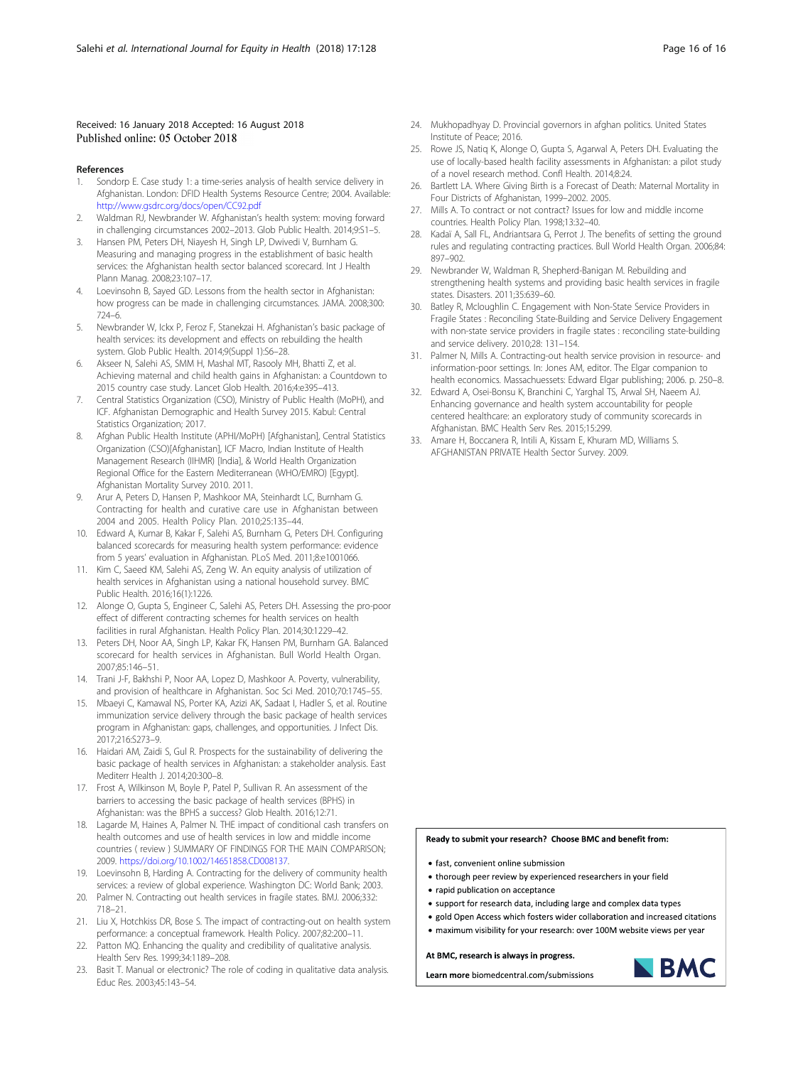Received: 16 January 2018 Accepted: 16 August 2018
Published online: 05 October 2018

## References

1. Sondorp E. Case study 1: a time-series analysis of health service delivery in Afghanistan. London: DFID Health Systems Resource Centre; 2004. Available: http://www.gsdrc.org/docs/open/CC92.pdf
2. Waldman RJ, Newbrander W. Afghanistan's health system: moving forward in challenging circumstances 2002–2013. Glob Public Health. 2014;9:S1–5.
3. Hansen PM, Peters DH, Niayesh H, Singh LP, Dwivedi V, Burnham G. Measuring and managing progress in the establishment of basic health services: the Afghanistan health sector balanced scorecard. Int J Health Plann Manag. 2008;23:107–17.
4. Loevinsohn B, Sayed GD. Lessons from the health sector in Afghanistan: how progress can be made in challenging circumstances. JAMA. 2008;300:724–6.
5. Newbrander W, Ickx P, Feroz F, Stanekzai H. Afghanistan's basic package of health services: its development and effects on rebuilding the health system. Glob Public Health. 2014;9(Suppl 1):S6–28.
6. Akseer N, Salehi AS, SMM H, Mashal MT, Rasooly MH, Bhatti Z, et al. Achieving maternal and child health gains in Afghanistan: a Countdown to 2015 country case study. Lancet Glob Health. 2016;4:e395–413.
7. Central Statistics Organization (CSO), Ministry of Public Health (MoPH), and ICF. Afghanistan Demographic and Health Survey 2015. Kabul: Central Statistics Organization; 2017.
8. Afghan Public Health Institute (APHI/MoPH) [Afghanistan], Central Statistics Organization (CSO)[Afghanistan], ICF Macro, Indian Institute of Health Management Research (IIHMR) [India], & World Health Organization Regional Office for the Eastern Mediterranean (WHO/EMRO) [Egypt]. Afghanistan Mortality Survey 2010. 2011.
9. Arur A, Peters D, Hansen P, Mashkoor MA, Steinhardt LC, Burnham G. Contracting for health and curative care use in Afghanistan between 2004 and 2005. Health Policy Plan. 2010;25:135–44.
10. Edward A, Kumar B, Kakar F, Salehi AS, Burnham G, Peters DH. Configuring balanced scorecards for measuring health system performance: evidence from 5 years' evaluation in Afghanistan. PLoS Med. 2011;8:e1001066.
11. Kim C, Saeed KM, Salehi AS, Zeng W. An equity analysis of utilization of health services in Afghanistan using a national household survey. BMC Public Health. 2016;16(1):1226.
12. Alonge O, Gupta S, Engineer C, Salehi AS, Peters DH. Assessing the pro-poor effect of different contracting schemes for health services on health facilities in rural Afghanistan. Health Policy Plan. 2014;30:1229–42.
13. Peters DH, Noor AA, Singh LP, Kakar FK, Hansen PM, Burnham GA. Balanced scorecard for health services in Afghanistan. Bull World Health Organ. 2007;85:146–51.
14. Trani J-F, Bakhshi P, Noor AA, Lopez D, Mashkoor A. Poverty, vulnerability, and provision of healthcare in Afghanistan. Soc Sci Med. 2010;70:1745–55.
15. Mbaeyi C, Kamawal NS, Porter KA, Azizi AK, Sadaat I, Hadler S, et al. Routine immunization service delivery through the basic package of health services program in Afghanistan: gaps, challenges, and opportunities. J Infect Dis. 2017;216:S273–9.
16. Haidari AM, Zaidi S, Gul R. Prospects for the sustainability of delivering the basic package of health services in Afghanistan: a stakeholder analysis. East Mediterr Health J. 2014;20:300–8.
17. Frost A, Wilkinson M, Boyle P, Patel P, Sullivan R. An assessment of the barriers to accessing the basic package of health services (BPHS) in Afghanistan: was the BPHS a success? Glob Health. 2016;12:71.
18. Lagarde M, Haines A, Palmer N. THE impact of conditional cash transfers on health outcomes and use of health services in low and middle income countries ( review ) SUMMARY OF FINDINGS FOR THE MAIN COMPARISON; 2009. https://doi.org/10.1002/14651858.CD008137.
19. Loevinsohn B, Harding A. Contracting for the delivery of community health services: a review of global experience. Washington DC: World Bank; 2003.
20. Palmer N. Contracting out health services in fragile states. BMJ. 2006;332:718–21.
21. Liu X, Hotchkiss DR, Bose S. The impact of contracting-out on health system performance: a conceptual framework. Health Policy. 2007;82:200–11.
22. Patton MQ. Enhancing the quality and credibility of qualitative analysis. Health Serv Res. 1999;34:1189–208.
23. Basit T. Manual or electronic? The role of coding in qualitative data analysis. Educ Res. 2003;45:143–54.
24. Mukhopadhyay D. Provincial governors in afghan politics. United States Institute of Peace; 2016.
25. Rowe JS, Natiq K, Alonge O, Gupta S, Agarwal A, Peters DH. Evaluating the use of locally-based health facility assessments in Afghanistan: a pilot study of a novel research method. Confl Health. 2014;8:24.
26. Bartlett LA. Where Giving Birth is a Forecast of Death: Maternal Mortality in Four Districts of Afghanistan, 1999–2002. 2005.
27. Mills A. To contract or not contract? Issues for low and middle income countries. Health Policy Plan. 1998;13:32–40.
28. Kadaï A, Sall FL, Andriantsara G, Perrot J. The benefits of setting the ground rules and regulating contracting practices. Bull World Health Organ. 2006;84:897–902.
29. Newbrander W, Waldman R, Shepherd-Banigan M. Rebuilding and strengthening health systems and providing basic health services in fragile states. Disasters. 2011;35:639–60.
30. Batley R, Mcloughlin C. Engagement with Non-State Service Providers in Fragile States : Reconciling State-Building and Service Delivery Engagement with non-state service providers in fragile states : reconciling state-building and service delivery. 2010;28: 131–154.
31. Palmer N, Mills A. Contracting-out health service provision in resource- and information-poor settings. In: Jones AM, editor. The Elgar companion to health economics. Massachuessets: Edward Elgar publishing; 2006. p. 250–8.
32. Edward A, Osei-Bonsu K, Branchini C, Yarghal TS, Arwal SH, Naeem AJ. Enhancing governance and health system accountability for people centered healthcare: an exploratory study of community scorecards in Afghanistan. BMC Health Serv Res. 2015;15:299.
33. Amare H, Boccanera R, Intili A, Kissam E, Khuram MD, Williams S. AFGHANISTAN PRIVATE Health Sector Survey. 2009.

**Ready to submit your research? Choose BMC and benefit from:**

- fast, convenient online submission
- thorough peer review by experienced researchers in your field
- rapid publication on acceptance
- support for research data, including large and complex data types
- gold Open Access which fosters wider collaboration and increased citations
- maximum visibility for your research: over 100M website views per year

**At BMC, research is always in progress.**

**Learn more** biomedcentral.com/submissions

BMC